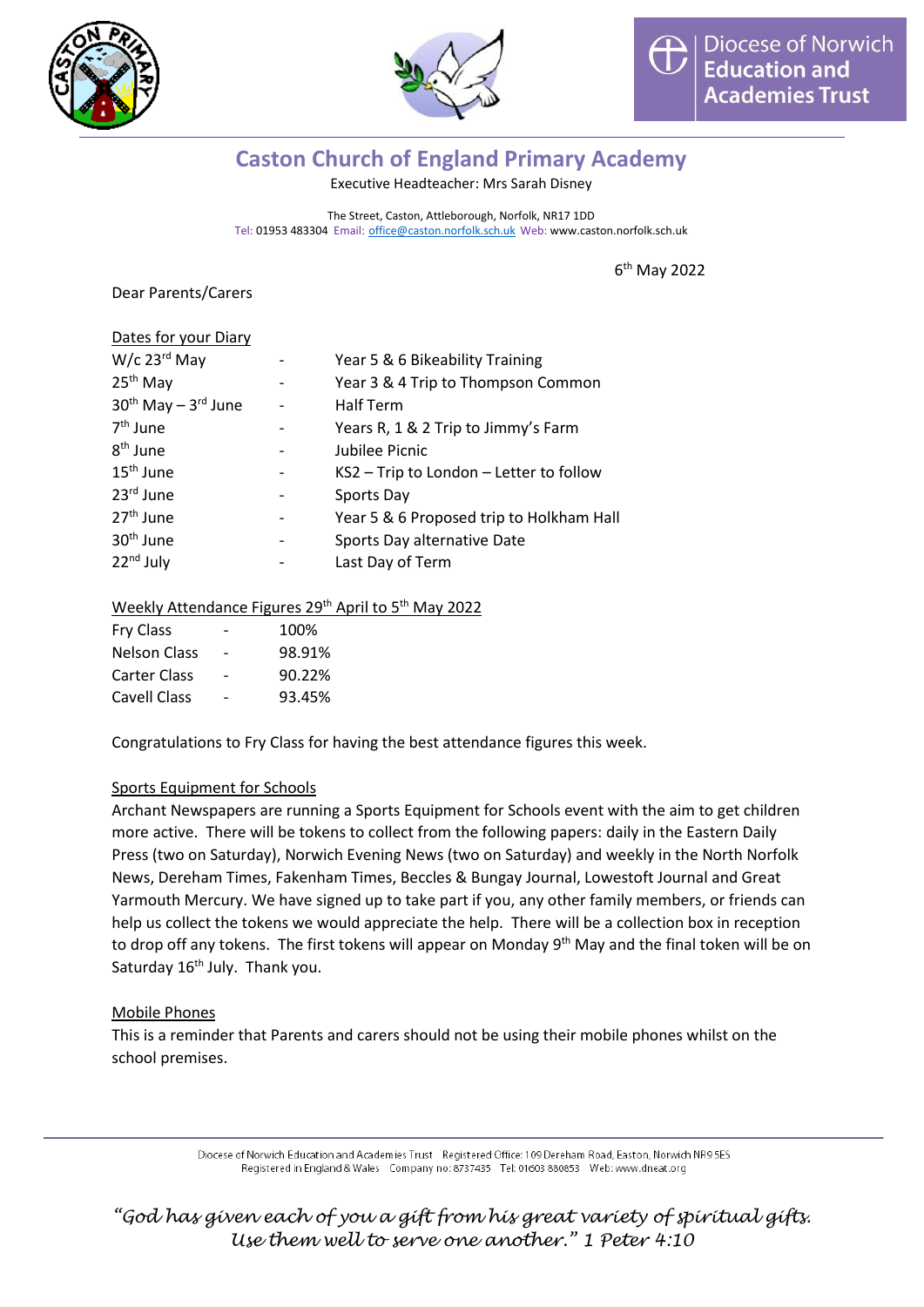# Caston Church of England Primary Academy

Executive Headteacher: Mrs Sarah Disney

The Street, Caston, Attleborough, Norfolk, NR17 1DD
Tel: 01953 483304 Email: office@caston.norfolk.sch.uk Web: www.caston.norfolk.sch.uk

6th May 2022

Dear Parents/Carers

## Dates for your Diary

| | | |
|---|---|---|
| W/c 23rd May | - | Year 5 & 6 Bikeability Training |
| 25th May | - | Year 3 & 4 Trip to Thompson Common |
| 30th May – 3rd June | - | Half Term |
| 7th June | - | Years R, 1 & 2 Trip to Jimmy's Farm |
| 8th June | - | Jubilee Picnic |
| 15th June | - | KS2 – Trip to London – Letter to follow |
| 23rd June | - | Sports Day |
| 27th June | - | Year 5 & 6 Proposed trip to Holkham Hall |
| 30th June | - | Sports Day alternative Date |
| 22nd July | - | Last Day of Term |

## Weekly Attendance Figures 29th April to 5th May 2022

| | | |
|---|---|---|
| Fry Class | - | 100% |
| Nelson Class | - | 98.91% |
| Carter Class | - | 90.22% |
| Cavell Class | - | 93.45% |

Congratulations to Fry Class for having the best attendance figures this week.

## Sports Equipment for Schools

Archant Newspapers are running a Sports Equipment for Schools event with the aim to get children more active. There will be tokens to collect from the following papers: daily in the Eastern Daily Press (two on Saturday), Norwich Evening News (two on Saturday) and weekly in the North Norfolk News, Dereham Times, Fakenham Times, Beccles & Bungay Journal, Lowestoft Journal and Great Yarmouth Mercury. We have signed up to take part if you, any other family members, or friends can help us collect the tokens we would appreciate the help. There will be a collection box in reception to drop off any tokens. The first tokens will appear on Monday 9th May and the final token will be on Saturday 16th July. Thank you.

## Mobile Phones

This is a reminder that Parents and carers should not be using their mobile phones whilst on the school premises.

Diocese of Norwich Education and Academies Trust Registered Office: 109 Dereham Road, Easton, Norwich NR9 5ES
Registered in England & Wales Company no: 8737435 Tel: 01603 880853 Web: www.dneat.org

*"God has given each of you a gift from his great variety of spiritual gifts. Use them well to serve one another." 1 Peter 4:10*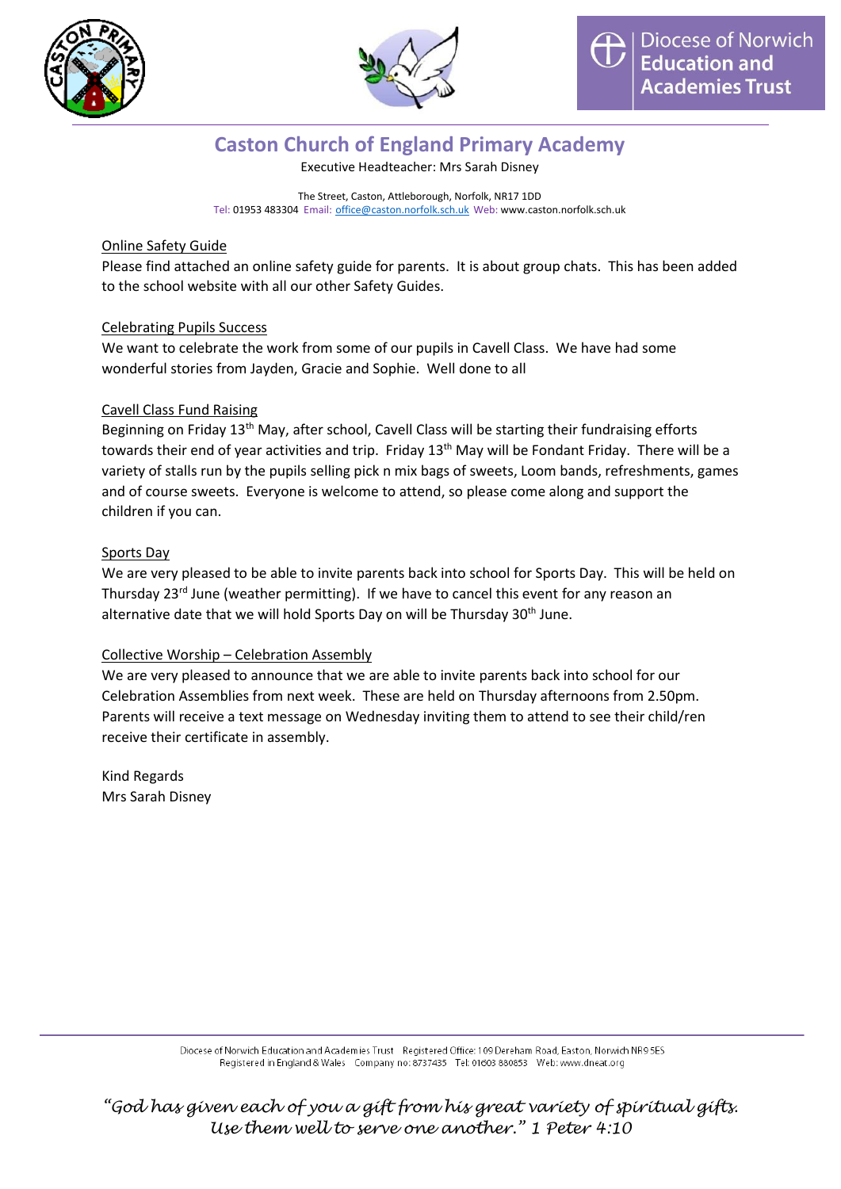# Caston Church of England Primary Academy

Executive Headteacher: Mrs Sarah Disney

The Street, Caston, Attleborough, Norfolk, NR17 1DD
Tel: 01953 483304 Email: office@caston.norfolk.sch.uk Web: www.caston.norfolk.sch.uk

## Online Safety Guide

Please find attached an online safety guide for parents. It is about group chats. This has been added to the school website with all our other Safety Guides.

## Celebrating Pupils Success

We want to celebrate the work from some of our pupils in Cavell Class. We have had some wonderful stories from Jayden, Gracie and Sophie. Well done to all

## Cavell Class Fund Raising

Beginning on Friday 13th May, after school, Cavell Class will be starting their fundraising efforts towards their end of year activities and trip. Friday 13th May will be Fondant Friday. There will be a variety of stalls run by the pupils selling pick n mix bags of sweets, Loom bands, refreshments, games and of course sweets. Everyone is welcome to attend, so please come along and support the children if you can.

## Sports Day

We are very pleased to be able to invite parents back into school for Sports Day. This will be held on Thursday 23rd June (weather permitting). If we have to cancel this event for any reason an alternative date that we will hold Sports Day on will be Thursday 30th June.

## Collective Worship – Celebration Assembly

We are very pleased to announce that we are able to invite parents back into school for our Celebration Assemblies from next week. These are held on Thursday afternoons from 2.50pm. Parents will receive a text message on Wednesday inviting them to attend to see their child/ren receive their certificate in assembly.

Kind Regards
Mrs Sarah Disney

Diocese of Norwich Education and Academies Trust Registered Office: 109 Dereham Road, Easton, Norwich NR9 5ES
Registered in England & Wales Company no: 8737435 Tel: 01603 880853 Web: www.dneat.org

*"God has given each of you a gift from his great variety of spiritual gifts. Use them well to serve one another." 1 Peter 4:10*